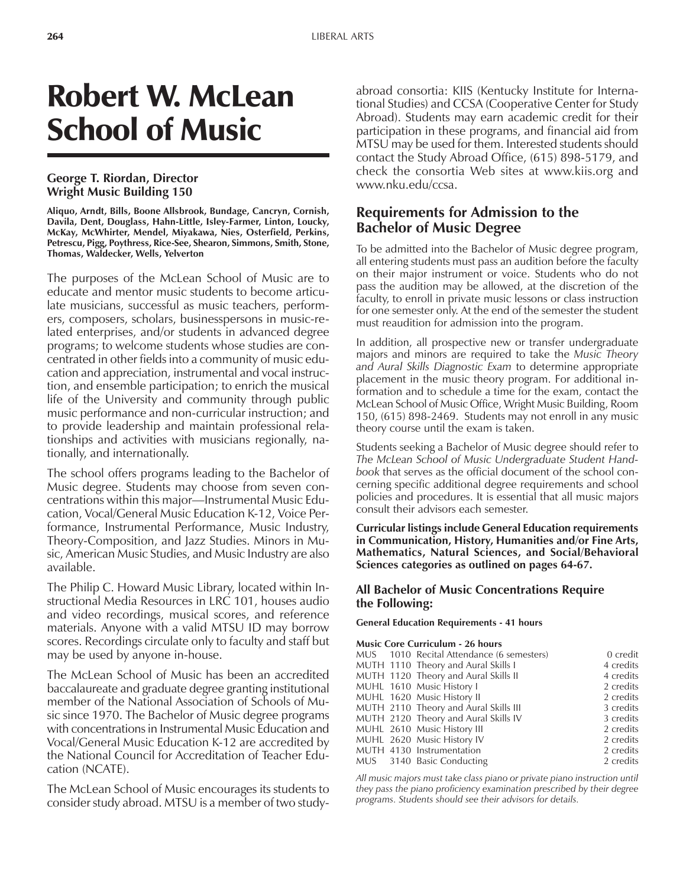# Robert W. McLean School of Music

**George T. Riordan, Director**
**Wright Music Building 150**

**Aliquo, Arndt, Bills, Boone Allsbrook, Bundage, Cancryn, Cornish, Davila, Dent, Douglass, Hahn-Little, Isley-Farmer, Linton, Loucky, McKay, McWhirter, Mendel, Miyakawa, Nies, Osterfield, Perkins, Petrescu, Pigg, Poythress, Rice-See, Shearon, Simmons, Smith, Stone, Thomas, Waldecker, Wells, Yelverton**

The purposes of the McLean School of Music are to educate and mentor music students to become articulate musicians, successful as music teachers, performers, composers, scholars, businesspersons in music-related enterprises, and/or students in advanced degree programs; to welcome students whose studies are concentrated in other fields into a community of music education and appreciation, instrumental and vocal instruction, and ensemble participation; to enrich the musical life of the University and community through public music performance and non-curricular instruction; and to provide leadership and maintain professional relationships and activities with musicians regionally, nationally, and internationally.

The school offers programs leading to the Bachelor of Music degree. Students may choose from seven concentrations within this major—Instrumental Music Education, Vocal/General Music Education K-12, Voice Performance, Instrumental Performance, Music Industry, Theory-Composition, and Jazz Studies. Minors in Music, American Music Studies, and Music Industry are also available.

The Philip C. Howard Music Library, located within Instructional Media Resources in LRC 101, houses audio and video recordings, musical scores, and reference materials. Anyone with a valid MTSU ID may borrow scores. Recordings circulate only to faculty and staff but may be used by anyone in-house.

The McLean School of Music has been an accredited baccalaureate and graduate degree granting institutional member of the National Association of Schools of Music since 1970. The Bachelor of Music degree programs with concentrations in Instrumental Music Education and Vocal/General Music Education K-12 are accredited by the National Council for Accreditation of Teacher Education (NCATE).

The McLean School of Music encourages its students to consider study abroad. MTSU is a member of two study-abroad consortia: KIIS (Kentucky Institute for International Studies) and CCSA (Cooperative Center for Study Abroad). Students may earn academic credit for their participation in these programs, and financial aid from MTSU may be used for them. Interested students should contact the Study Abroad Office, (615) 898-5179, and check the consortia Web sites at www.kiis.org and www.nku.edu/ccsa.

## Requirements for Admission to the Bachelor of Music Degree

To be admitted into the Bachelor of Music degree program, all entering students must pass an audition before the faculty on their major instrument or voice. Students who do not pass the audition may be allowed, at the discretion of the faculty, to enroll in private music lessons or class instruction for one semester only. At the end of the semester the student must reaudition for admission into the program.

In addition, all prospective new or transfer undergraduate majors and minors are required to take the *Music Theory and Aural Skills Diagnostic Exam* to determine appropriate placement in the music theory program. For additional information and to schedule a time for the exam, contact the McLean School of Music Office, Wright Music Building, Room 150, (615) 898-2469. Students may not enroll in any music theory course until the exam is taken.

Students seeking a Bachelor of Music degree should refer to *The McLean School of Music Undergraduate Student Handbook* that serves as the official document of the school concerning specific additional degree requirements and school policies and procedures. It is essential that all music majors consult their advisors each semester.

**Curricular listings include General Education requirements in Communication, History, Humanities and/or Fine Arts, Mathematics, Natural Sciences, and Social/Behavioral Sciences categories as outlined on pages 64-67.**

### All Bachelor of Music Concentrations Require the Following:

**General Education Requirements - 41 hours**

**Music Core Curriculum - 26 hours**

| | | | |
|---|---|---|---|
| MUS | 1010 | Recital Attendance (6 semesters) | 0 credit |
| MUTH | 1110 | Theory and Aural Skills I | 4 credits |
| MUTH | 1120 | Theory and Aural Skills II | 4 credits |
| MUHL | 1610 | Music History I | 2 credits |
| MUHL | 1620 | Music History II | 2 credits |
| MUTH | 2110 | Theory and Aural Skills III | 3 credits |
| MUTH | 2120 | Theory and Aural Skills IV | 3 credits |
| MUHL | 2610 | Music History III | 2 credits |
| MUHL | 2620 | Music History IV | 2 credits |
| MUTH | 4130 | Instrumentation | 2 credits |
| MUS | 3140 | Basic Conducting | 2 credits |

*All music majors must take class piano or private piano instruction until they pass the piano proficiency examination prescribed by their degree programs. Students should see their advisors for details.*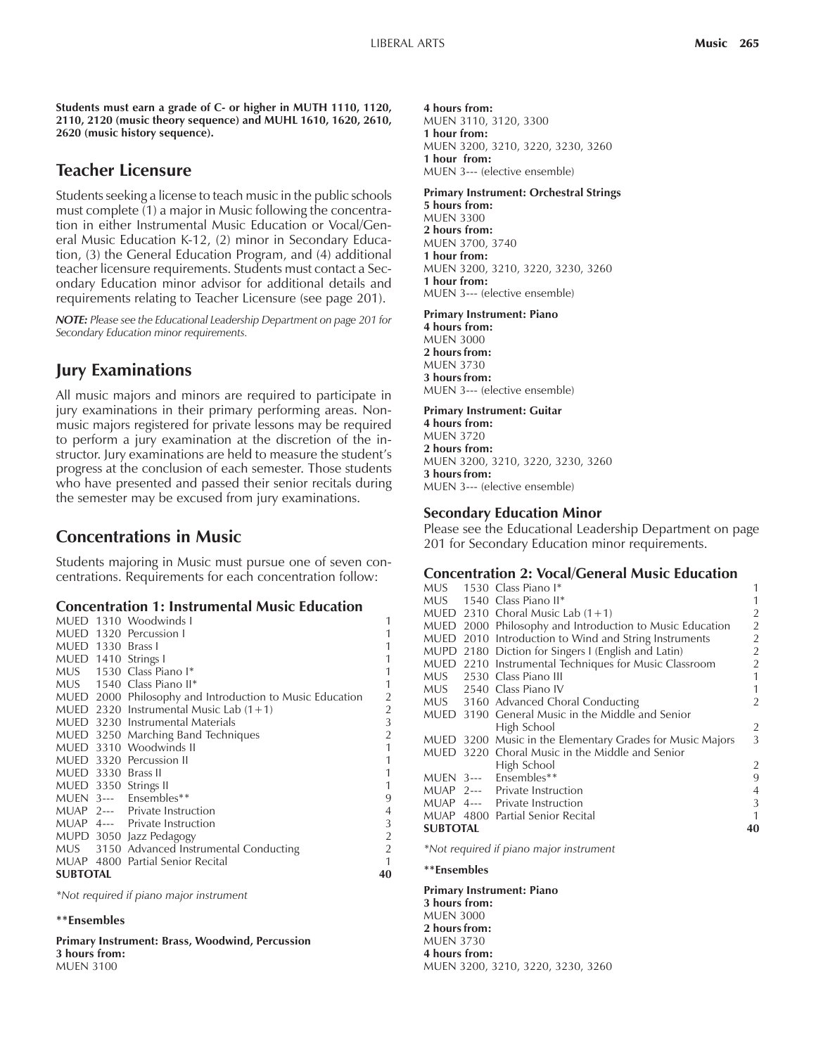**Students must earn a grade of C- or higher in MUTH 1110, 1120, 2110, 2120 (music theory sequence) and MUHL 1610, 1620, 2610, 2620 (music history sequence).**

## Teacher Licensure

Students seeking a license to teach music in the public schools must complete (1) a major in Music following the concentration in either Instrumental Music Education or Vocal/General Music Education K-12, (2) minor in Secondary Education, (3) the General Education Program, and (4) additional teacher licensure requirements. Students must contact a Secondary Education minor advisor for additional details and requirements relating to Teacher Licensure (see page 201).

***NOTE:*** *Please see the Educational Leadership Department on page 201 for Secondary Education minor requirements.*

## Jury Examinations

All music majors and minors are required to participate in jury examinations in their primary performing areas. Non-music majors registered for private lessons may be required to perform a jury examination at the discretion of the instructor. Jury examinations are held to measure the student's progress at the conclusion of each semester. Those students who have presented and passed their senior recitals during the semester may be excused from jury examinations.

## Concentrations in Music

Students majoring in Music must pursue one of seven concentrations. Requirements for each concentration follow:

### Concentration 1: Instrumental Music Education

| | | | |
|---|---|---|---|
| MUED | 1310 | Woodwinds I | 1 |
| MUED | 1320 | Percussion I | 1 |
| MUED | 1330 | Brass I | 1 |
| MUED | 1410 | Strings I | 1 |
| MUS | 1530 | Class Piano I* | 1 |
| MUS | 1540 | Class Piano II* | 1 |
| MUED | 2000 | Philosophy and Introduction to Music Education | 2 |
| MUED | 2320 | Instrumental Music Lab (1+1) | 2 |
| MUED | 3230 | Instrumental Materials | 3 |
| MUED | 3250 | Marching Band Techniques | 2 |
| MUED | 3310 | Woodwinds II | 1 |
| MUED | 3320 | Percussion II | 1 |
| MUED | 3330 | Brass II | 1 |
| MUED | 3350 | Strings II | 1 |
| MUEN | 3--- | Ensembles** | 9 |
| MUAP | 2--- | Private Instruction | 4 |
| MUAP | 4--- | Private Instruction | 3 |
| MUPD | 3050 | Jazz Pedagogy | 2 |
| MUS | 3150 | Advanced Instrumental Conducting | 2 |
| MUAP | 4800 | Partial Senior Recital | 1 |
| **SUBTOTAL** | | | **40** |

*\*Not required if piano major instrument*

**\*\*Ensembles**

**Primary Instrument: Brass, Woodwind, Percussion**
**3 hours from:**
MUEN 3100
**4 hours from:**
MUEN 3110, 3120, 3300
**1 hour from:**
MUEN 3200, 3210, 3220, 3230, 3260
**1 hour from:**
MUEN 3--- (elective ensemble)

**Primary Instrument: Orchestral Strings**
**5 hours from:**
MUEN 3300
**2 hours from:**
MUEN 3700, 3740
**1 hour from:**
MUEN 3200, 3210, 3220, 3230, 3260
**1 hour from:**
MUEN 3--- (elective ensemble)

**Primary Instrument: Piano**
**4 hours from:**
MUEN 3000
**2 hours from:**
MUEN 3730
**3 hours from:**
MUEN 3--- (elective ensemble)

**Primary Instrument: Guitar**
**4 hours from:**
MUEN 3720
**2 hours from:**
MUEN 3200, 3210, 3220, 3230, 3260
**3 hours from:**
MUEN 3--- (elective ensemble)

### Secondary Education Minor

Please see the Educational Leadership Department on page 201 for Secondary Education minor requirements.

### Concentration 2: Vocal/General Music Education

| | | | |
|---|---|---|---|
| MUS | 1530 | Class Piano I* | 1 |
| MUS | 1540 | Class Piano II* | 1 |
| MUED | 2310 | Choral Music Lab (1+1) | 2 |
| MUED | 2000 | Philosophy and Introduction to Music Education | 2 |
| MUED | 2010 | Introduction to Wind and String Instruments | 2 |
| MUPD | 2180 | Diction for Singers I (English and Latin) | 2 |
| MUED | 2210 | Instrumental Techniques for Music Classroom | 2 |
| MUS | 2530 | Class Piano III | 1 |
| MUS | 2540 | Class Piano IV | 1 |
| MUS | 3160 | Advanced Choral Conducting | 2 |
| MUED | 3190 | General Music in the Middle and Senior High School | 2 |
| MUED | 3200 | Music in the Elementary Grades for Music Majors | 3 |
| MUED | 3220 | Choral Music in the Middle and Senior High School | 2 |
| MUEN | 3--- | Ensembles** | 9 |
| MUAP | 2--- | Private Instruction | 4 |
| MUAP | 4--- | Private Instruction | 3 |
| MUAP | 4800 | Partial Senior Recital | 1 |
| **SUBTOTAL** | | | **40** |

*\*Not required if piano major instrument*

**\*\*Ensembles**

**Primary Instrument: Piano**
**3 hours from:**
MUEN 3000
**2 hours from:**
MUEN 3730
**4 hours from:**
MUEN 3200, 3210, 3220, 3230, 3260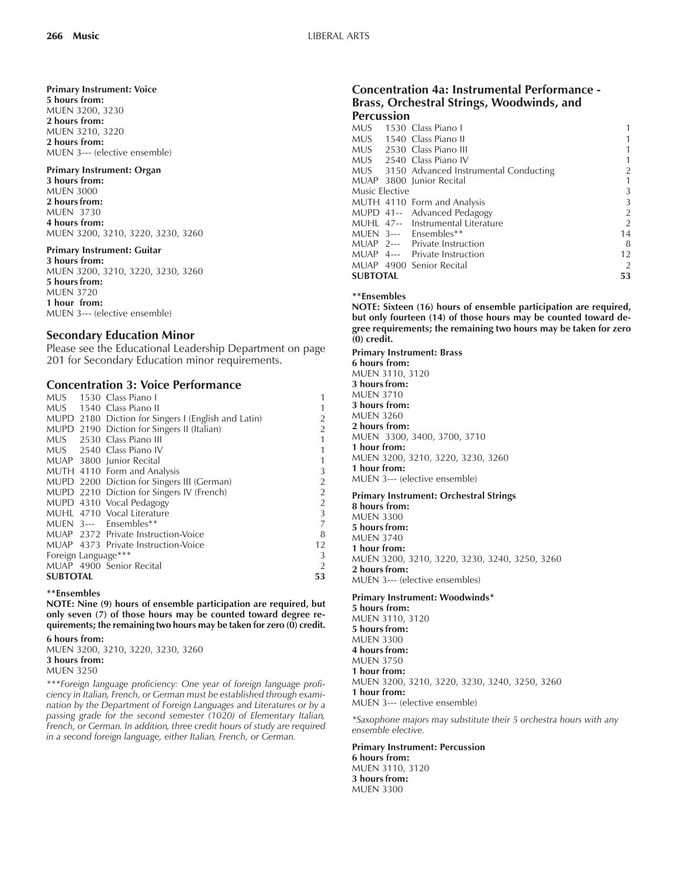**Primary Instrument: Voice**
**5 hours from:**
MUEN 3200, 3230
**2 hours from:**
MUEN 3210, 3220
**2 hours from:**
MUEN 3--- (elective ensemble)

**Primary Instrument: Organ**
**3 hours from:**
MUEN 3000
**2 hours from:**
MUEN 3730
**4 hours from:**
MUEN 3200, 3210, 3220, 3230, 3260

**Primary Instrument: Guitar**
**3 hours from:**
MUEN 3200, 3210, 3220, 3230, 3260
**5 hours from:**
MUEN 3720
**1 hour from:**
MUEN 3--- (elective ensemble)

## Secondary Education Minor

Please see the Educational Leadership Department on page 201 for Secondary Education minor requirements.

## Concentration 3: Voice Performance

| | | | |
|---|---|---|---|
| MUS | 1530 | Class Piano I | 1 |
| MUS | 1540 | Class Piano II | 1 |
| MUPD | 2180 | Diction for Singers I (English and Latin) | 2 |
| MUPD | 2190 | Diction for Singers II (Italian) | 2 |
| MUS | 2530 | Class Piano III | 1 |
| MUS | 2540 | Class Piano IV | 1 |
| MUAP | 3800 | Junior Recital | 1 |
| MUTH | 4110 | Form and Analysis | 3 |
| MUPD | 2200 | Diction for Singers III (German) | 2 |
| MUPD | 2210 | Diction for Singers IV (French) | 2 |
| MUPD | 4310 | Vocal Pedagogy | 2 |
| MUHL | 4710 | Vocal Literature | 3 |
| MUEN | 3--- | Ensembles** | 7 |
| MUAP | 2372 | Private Instruction-Voice | 8 |
| MUAP | 4373 | Private Instruction-Voice | 12 |
| Foreign Language*** | | | 3 |
| MUAP | 4900 | Senior Recital | 2 |
| **SUBTOTAL** | | | **53** |

****Ensembles**
**NOTE: Nine (9) hours of ensemble participation are required, but only seven (7) of those hours may be counted toward degree requirements; the remaining two hours may be taken for zero (0) credit.**

**6 hours from:**
MUEN 3200, 3210, 3220, 3230, 3260
**3 hours from:**
MUEN 3250

*\*\*\*Foreign language proficiency: One year of foreign language proficiency in Italian, French, or German must be established through examination by the Department of Foreign Languages and Literatures or by a passing grade for the second semester (1020) of Elementary Italian, French, or German. In addition, three credit hours of study are required in a second foreign language, either Italian, French, or German.*

## Concentration 4a: Instrumental Performance - Brass, Orchestral Strings, Woodwinds, and Percussion

| | | | |
|---|---|---|---|
| MUS | 1530 | Class Piano I | 1 |
| MUS | 1540 | Class Piano II | 1 |
| MUS | 2530 | Class Piano III | 1 |
| MUS | 2540 | Class Piano IV | 1 |
| MUS | 3150 | Advanced Instrumental Conducting | 2 |
| MUAP | 3800 | Junior Recital | 1 |
| Music Elective | | | 3 |
| MUTH | 4110 | Form and Analysis | 3 |
| MUPD | 41-- | Advanced Pedagogy | 2 |
| MUHL | 47-- | Instrumental Literature | 2 |
| MUEN | 3--- | Ensembles** | 14 |
| MUAP | 2--- | Private Instruction | 8 |
| MUAP | 4--- | Private Instruction | 12 |
| MUAP | 4900 | Senior Recital | 2 |
| **SUBTOTAL** | | | **53** |

****Ensembles**
**NOTE: Sixteen (16) hours of ensemble participation are required, but only fourteen (14) of those hours may be counted toward degree requirements; the remaining two hours may be taken for zero (0) credit.**

**Primary Instrument: Brass**
**6 hours from:**
MUEN 3110, 3120
**3 hours from:**
MUEN 3710
**3 hours from:**
MUEN 3260
**2 hours from:**
MUEN 3300, 3400, 3700, 3710
**1 hour from:**
MUEN 3200, 3210, 3220, 3230, 3260
**1 hour from:**
MUEN 3--- (elective ensemble)

**Primary Instrument: Orchestral Strings**
**8 hours from:**
MUEN 3300
**5 hours from:**
MUEN 3740
**1 hour from:**
MUEN 3200, 3210, 3220, 3230, 3240, 3250, 3260
**2 hours from:**
MUEN 3--- (elective ensembles)

**Primary Instrument: Woodwinds***
**5 hours from:**
MUEN 3110, 3120
**5 hours from:**
MUEN 3300
**4 hours from:**
MUEN 3750
**1 hour from:**
MUEN 3200, 3210, 3220, 3230, 3240, 3250, 3260
**1 hour from:**
MUEN 3--- (elective ensemble)

*\*Saxophone majors may substitute their 5 orchestra hours with any ensemble elective.*

**Primary Instrument: Percussion**
**6 hours from:**
MUEN 3110, 3120
**3 hours from:**
MUEN 3300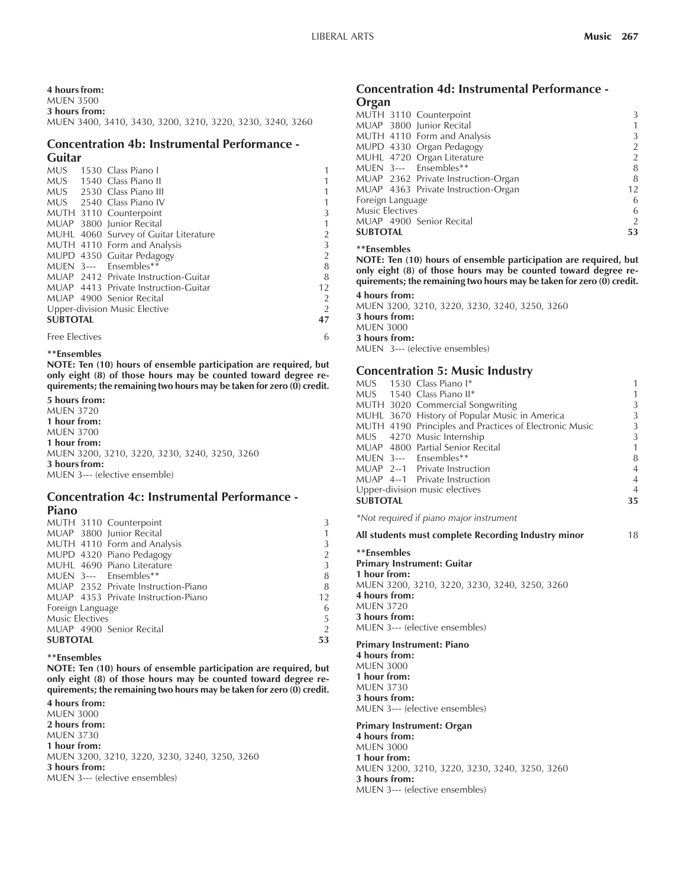**4 hours from:**
MUEN 3500
**3 hours from:**
MUEN 3400, 3410, 3430, 3200, 3210, 3220, 3230, 3240, 3260

## Concentration 4b: Instrumental Performance - Guitar

| | | |
|---|---|---|
| MUS 1530 | Class Piano I | 1 |
| MUS 1540 | Class Piano II | 1 |
| MUS 2530 | Class Piano III | 1 |
| MUS 2540 | Class Piano IV | 1 |
| MUTH 3110 | Counterpoint | 3 |
| MUAP 3800 | Junior Recital | 1 |
| MUHL 4060 | Survey of Guitar Literature | 2 |
| MUTH 4110 | Form and Analysis | 3 |
| MUPD 4350 | Guitar Pedagogy | 2 |
| MUEN 3--- | Ensembles** | 8 |
| MUAP 2412 | Private Instruction-Guitar | 8 |
| MUAP 4413 | Private Instruction-Guitar | 12 |
| MUAP 4900 | Senior Recital | 2 |
| Upper-division Music Elective | | 2 |
| **SUBTOTAL** | | **47** |

Free Electives 6

****Ensembles**

**NOTE: Ten (10) hours of ensemble participation are required, but only eight (8) of those hours may be counted toward degree requirements; the remaining two hours may be taken for zero (0) credit.**

**5 hours from:**
MUEN 3720
**1 hour from:**
MUEN 3700
**1 hour from:**
MUEN 3200, 3210, 3220, 3230, 3240, 3250, 3260
**3 hours from:**
MUEN 3--- (elective ensemble)

## Concentration 4c: Instrumental Performance - Piano

| | | |
|---|---|---|
| MUTH 3110 | Counterpoint | 3 |
| MUAP 3800 | Junior Recital | 1 |
| MUTH 4110 | Form and Analysis | 3 |
| MUPD 4320 | Piano Pedagogy | 2 |
| MUHL 4690 | Piano Literature | 3 |
| MUEN 3--- | Ensembles** | 8 |
| MUAP 2352 | Private Instruction-Piano | 8 |
| MUAP 4353 | Private Instruction-Piano | 12 |
| Foreign Language | | 6 |
| Music Electives | | 5 |
| MUAP 4900 | Senior Recital | 2 |
| **SUBTOTAL** | | **53** |

****Ensembles**

**NOTE: Ten (10) hours of ensemble participation are required, but only eight (8) of those hours may be counted toward degree requirements; the remaining two hours may be taken for zero (0) credit.**

**4 hours from:**
MUEN 3000
**2 hours from:**
MUEN 3730
**1 hour from:**
MUEN 3200, 3210, 3220, 3230, 3240, 3250, 3260
**3 hours from:**
MUEN 3--- (elective ensembles)

## Concentration 4d: Instrumental Performance - Organ

| | | |
|---|---|---|
| MUTH 3110 | Counterpoint | 3 |
| MUAP 3800 | Junior Recital | 1 |
| MUTH 4110 | Form and Analysis | 3 |
| MUPD 4330 | Organ Pedagogy | 2 |
| MUHL 4720 | Organ Literature | 2 |
| MUEN 3--- | Ensembles** | 8 |
| MUAP 2362 | Private Instruction-Organ | 8 |
| MUAP 4363 | Private Instruction-Organ | 12 |
| Foreign Language | | 6 |
| Music Electives | | 6 |
| MUAP 4900 | Senior Recital | 2 |
| **SUBTOTAL** | | **53** |

****Ensembles**

**NOTE: Ten (10) hours of ensemble participation are required, but only eight (8) of those hours may be counted toward degree requirements; the remaining two hours may be taken for zero (0) credit.**

**4 hours from:**
MUEN 3200, 3210, 3220, 3230, 3240, 3250, 3260
**3 hours from:**
MUEN 3000
**3 hours from:**
MUEN 3--- (elective ensembles)

## Concentration 5: Music Industry

| | | |
|---|---|---|
| MUS 1530 | Class Piano I* | 1 |
| MUS 1540 | Class Piano II* | 1 |
| MUTH 3020 | Commercial Songwriting | 3 |
| MUHL 3670 | History of Popular Music in America | 3 |
| MUTH 4190 | Principles and Practices of Electronic Music | 3 |
| MUS 4270 | Music Internship | 3 |
| MUAP 4800 | Partial Senior Recital | 1 |
| MUEN 3--- | Ensembles** | 8 |
| MUAP 2--1 | Private Instruction | 4 |
| MUAP 4--1 | Private Instruction | 4 |
| Upper-division music electives | | 4 |
| **SUBTOTAL** | | **35** |

*\*Not required if piano major instrument*

**All students must complete Recording Industry minor** 18

****Ensembles**

**Primary Instrument: Guitar**
**1 hour from:**
MUEN 3200, 3210, 3220, 3230, 3240, 3250, 3260
**4 hours from:**
MUEN 3720
**3 hours from:**
MUEN 3--- (elective ensembles)

**Primary Instrument: Piano**
**4 hours from:**
MUEN 3000
**1 hour from:**
MUEN 3730
**3 hours from:**
MUEN 3--- (elective ensembles)

**Primary Instrument: Organ**
**4 hours from:**
MUEN 3000
**1 hour from:**
MUEN 3200, 3210, 3220, 3230, 3240, 3250, 3260
**3 hours from:**
MUEN 3--- (elective ensembles)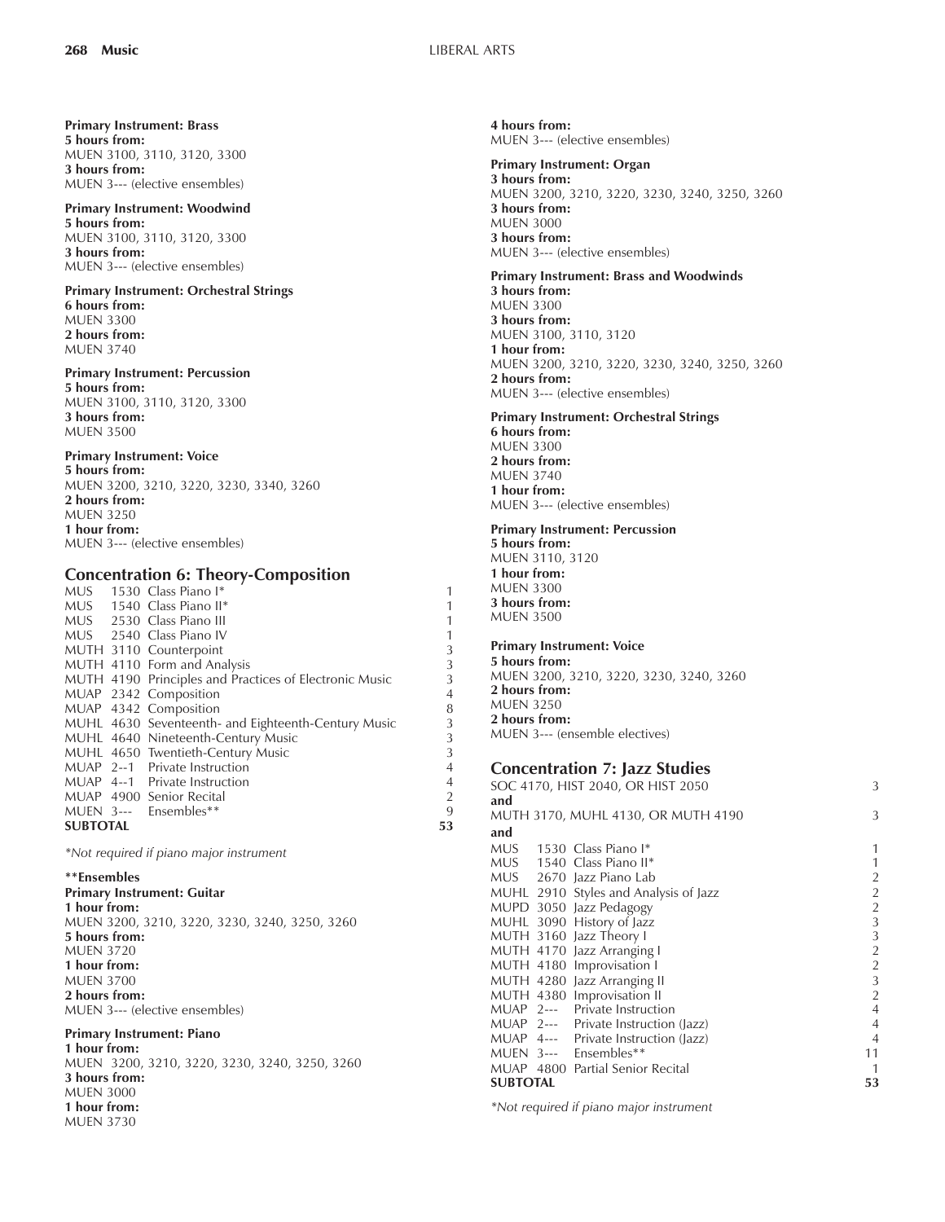**Primary Instrument: Brass**
**5 hours from:**
MUEN 3100, 3110, 3120, 3300
**3 hours from:**
MUEN 3--- (elective ensembles)

**Primary Instrument: Woodwind**
**5 hours from:**
MUEN 3100, 3110, 3120, 3300
**3 hours from:**
MUEN 3--- (elective ensembles)

**Primary Instrument: Orchestral Strings**
**6 hours from:**
MUEN 3300
**2 hours from:**
MUEN 3740

**Primary Instrument: Percussion**
**5 hours from:**
MUEN 3100, 3110, 3120, 3300
**3 hours from:**
MUEN 3500

**Primary Instrument: Voice**
**5 hours from:**
MUEN 3200, 3210, 3220, 3230, 3340, 3260
**2 hours from:**
MUEN 3250
**1 hour from:**
MUEN 3--- (elective ensembles)

## Concentration 6: Theory-Composition

| | | | |
|---|---|---|---|
| MUS | 1530 | Class Piano I* | 1 |
| MUS | 1540 | Class Piano II* | 1 |
| MUS | 2530 | Class Piano III | 1 |
| MUS | 2540 | Class Piano IV | 1 |
| MUTH | 3110 | Counterpoint | 3 |
| MUTH | 4110 | Form and Analysis | 3 |
| MUTH | 4190 | Principles and Practices of Electronic Music | 3 |
| MUAP | 2342 | Composition | 4 |
| MUAP | 4342 | Composition | 8 |
| MUHL | 4630 | Seventeenth- and Eighteenth-Century Music | 3 |
| MUHL | 4640 | Nineteenth-Century Music | 3 |
| MUHL | 4650 | Twentieth-Century Music | 3 |
| MUAP | 2--1 | Private Instruction | 4 |
| MUAP | 4--1 | Private Instruction | 4 |
| MUAP | 4900 | Senior Recital | 2 |
| MUEN | 3--- | Ensembles** | 9 |
| **SUBTOTAL** | | | **53** |

*\*Not required if piano major instrument*

**\*\*Ensembles**
**Primary Instrument: Guitar**
**1 hour from:**
MUEN 3200, 3210, 3220, 3230, 3240, 3250, 3260
**5 hours from:**
MUEN 3720
**1 hour from:**
MUEN 3700
**2 hours from:**
MUEN 3--- (elective ensembles)

**Primary Instrument: Piano**
**1 hour from:**
MUEN 3200, 3210, 3220, 3230, 3240, 3250, 3260
**3 hours from:**
MUEN 3000
**1 hour from:**
MUEN 3730
**4 hours from:**
MUEN 3--- (elective ensembles)

**Primary Instrument: Organ**
**3 hours from:**
MUEN 3200, 3210, 3220, 3230, 3240, 3250, 3260
**3 hours from:**
MUEN 3000
**3 hours from:**
MUEN 3--- (elective ensembles)

**Primary Instrument: Brass and Woodwinds**
**3 hours from:**
MUEN 3300
**3 hours from:**
MUEN 3100, 3110, 3120
**1 hour from:**
MUEN 3200, 3210, 3220, 3230, 3240, 3250, 3260
**2 hours from:**
MUEN 3--- (elective ensembles)

**Primary Instrument: Orchestral Strings**
**6 hours from:**
MUEN 3300
**2 hours from:**
MUEN 3740
**1 hour from:**
MUEN 3--- (elective ensembles)

**Primary Instrument: Percussion**
**5 hours from:**
MUEN 3110, 3120
**1 hour from:**
MUEN 3300
**3 hours from:**
MUEN 3500

**Primary Instrument: Voice**
**5 hours from:**
MUEN 3200, 3210, 3220, 3230, 3240, 3260
**2 hours from:**
MUEN 3250
**2 hours from:**
MUEN 3--- (ensemble electives)

## Concentration 7: Jazz Studies

| | | | |
|---|---|---|---|
| SOC 4170, HIST 2040, OR HIST 2050 | | | 3 |
| **and** | | | |
| MUTH 3170, MUHL 4130, OR MUTH 4190 | | | 3 |
| **and** | | | |
| MUS | 1530 | Class Piano I* | 1 |
| MUS | 1540 | Class Piano II* | 1 |
| MUS | 2670 | Jazz Piano Lab | 2 |
| MUHL | 2910 | Styles and Analysis of Jazz | 2 |
| MUPD | 3050 | Jazz Pedagogy | 2 |
| MUHL | 3090 | History of Jazz | 3 |
| MUTH | 3160 | Jazz Theory I | 3 |
| MUTH | 4170 | Jazz Arranging I | 2 |
| MUTH | 4180 | Improvisation I | 2 |
| MUTH | 4280 | Jazz Arranging II | 3 |
| MUTH | 4380 | Improvisation II | 2 |
| MUAP | 2--- | Private Instruction | 4 |
| MUAP | 2--- | Private Instruction (Jazz) | 4 |
| MUAP | 4--- | Private Instruction (Jazz) | 4 |
| MUEN | 3--- | Ensembles** | 11 |
| MUAP | 4800 | Partial Senior Recital | 1 |
| **SUBTOTAL** | | | **53** |

*\*Not required if piano major instrument*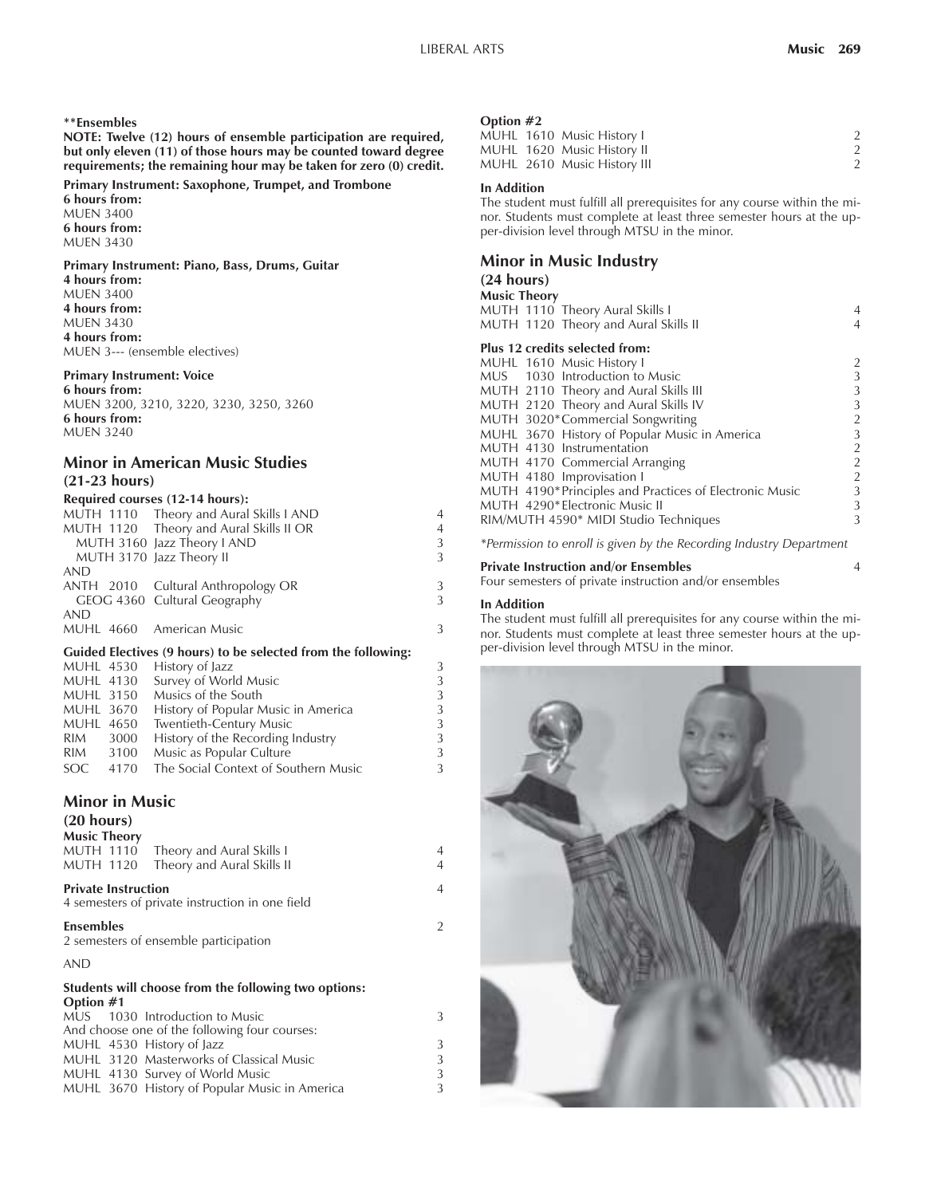**\*\*Ensembles**

**NOTE: Twelve (12) hours of ensemble participation are required, but only eleven (11) of those hours may be counted toward degree requirements; the remaining hour may be taken for zero (0) credit.**

**Primary Instrument: Saxophone, Trumpet, and Trombone**

**6 hours from:**
MUEN 3400

**6 hours from:**
MUEN 3430

**Primary Instrument: Piano, Bass, Drums, Guitar**

**4 hours from:**
MUEN 3400

**4 hours from:**
MUEN 3430

**4 hours from:**
MUEN 3--- (ensemble electives)

**Primary Instrument: Voice**

**6 hours from:**
MUEN 3200, 3210, 3220, 3230, 3250, 3260

**6 hours from:**
MUEN 3240

## Minor in American Music Studies

**(21-23 hours)**

**Required courses (12-14 hours):**

| | | |
|---|---|---|
| MUTH 1110 | Theory and Aural Skills I AND | 4 |
| MUTH 1120 | Theory and Aural Skills II OR | 4 |
| MUTH 3160 | Jazz Theory I AND | 3 |
| MUTH 3170 | Jazz Theory II | 3 |
| AND | | |
| ANTH 2010 | Cultural Anthropology OR | 3 |
| GEOG 4360 | Cultural Geography | 3 |
| AND | | |
| MUHL 4660 | American Music | 3 |

**Guided Electives (9 hours) to be selected from the following:**

| | | |
|---|---|---|
| MUHL 4530 | History of Jazz | 3 |
| MUHL 4130 | Survey of World Music | 3 |
| MUHL 3150 | Musics of the South | 3 |
| MUHL 3670 | History of Popular Music in America | 3 |
| MUHL 4650 | Twentieth-Century Music | 3 |
| RIM 3000 | History of the Recording Industry | 3 |
| RIM 3100 | Music as Popular Culture | 3 |
| SOC 4170 | The Social Context of Southern Music | 3 |

## Minor in Music

**(20 hours)**

**Music Theory**

| | | |
|---|---|---|
| MUTH 1110 | Theory and Aural Skills I | 4 |
| MUTH 1120 | Theory and Aural Skills II | 4 |

**Private Instruction** 4

4 semesters of private instruction in one field

**Ensembles** 2

2 semesters of ensemble participation

AND

**Students will choose from the following two options:**

**Option #1**

| | | |
|---|---|---|
| MUS 1030 | Introduction to Music | 3 |
| And choose one of the following four courses: | | |
| MUHL 4530 | History of Jazz | 3 |
| MUHL 3120 | Masterworks of Classical Music | 3 |
| MUHL 4130 | Survey of World Music | 3 |
| MUHL 3670 | History of Popular Music in America | 3 |

**Option #2**

| | | |
|---|---|---|
| MUHL 1610 | Music History I | 2 |
| MUHL 1620 | Music History II | 2 |
| MUHL 2610 | Music History III | 2 |

**In Addition**

The student must fulfill all prerequisites for any course within the minor. Students must complete at least three semester hours at the upper-division level through MTSU in the minor.

## Minor in Music Industry

**(24 hours)**

**Music Theory**

| | | |
|---|---|---|
| MUTH 1110 | Theory Aural Skills I | 4 |
| MUTH 1120 | Theory and Aural Skills II | 4 |

**Plus 12 credits selected from:**

| | | |
|---|---|---|
| MUHL 1610 | Music History I | 2 |
| MUS 1030 | Introduction to Music | 3 |
| MUTH 2110 | Theory and Aural Skills III | 3 |
| MUTH 2120 | Theory and Aural Skills IV | 3 |
| MUTH 3020* | Commercial Songwriting | 2 |
| MUHL 3670 | History of Popular Music in America | 3 |
| MUTH 4130 | Instrumentation | 2 |
| MUTH 4170 | Commercial Arranging | 2 |
| MUTH 4180 | Improvisation I | 2 |
| MUTH 4190* | Principles and Practices of Electronic Music | 3 |
| MUTH 4290* | Electronic Music II | 3 |
| RIM/MUTH 4590* | MIDI Studio Techniques | 3 |

*\*Permission to enroll is given by the Recording Industry Department*

**Private Instruction and/or Ensembles** 4

Four semesters of private instruction and/or ensembles

**In Addition**

The student must fulfill all prerequisites for any course within the minor. Students must complete at least three semester hours at the upper-division level through MTSU in the minor.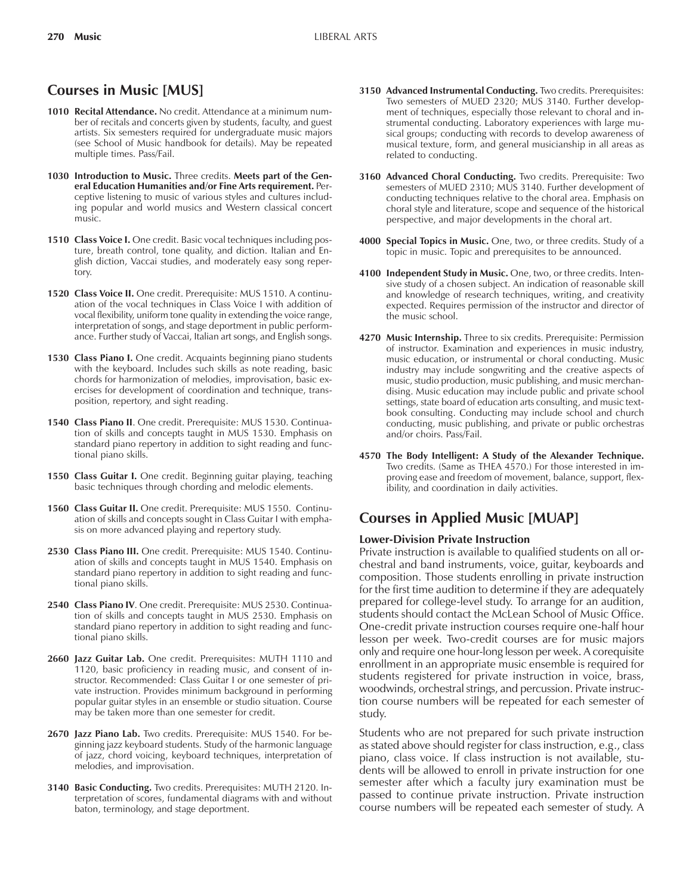## Courses in Music [MUS]

**1010 Recital Attendance.** No credit. Attendance at a minimum number of recitals and concerts given by students, faculty, and guest artists. Six semesters required for undergraduate music majors (see School of Music handbook for details). May be repeated multiple times. Pass/Fail.

**1030 Introduction to Music.** Three credits. **Meets part of the General Education Humanities and/or Fine Arts requirement.** Perceptive listening to music of various styles and cultures including popular and world musics and Western classical concert music.

**1510 Class Voice I.** One credit. Basic vocal techniques including posture, breath control, tone quality, and diction. Italian and English diction, Vaccai studies, and moderately easy song repertory.

**1520 Class Voice II.** One credit. Prerequisite: MUS 1510. A continuation of the vocal techniques in Class Voice I with addition of vocal flexibility, uniform tone quality in extending the voice range, interpretation of songs, and stage deportment in public performance. Further study of Vaccai, Italian art songs, and English songs.

**1530 Class Piano I.** One credit. Acquaints beginning piano students with the keyboard. Includes such skills as note reading, basic chords for harmonization of melodies, improvisation, basic exercises for development of coordination and technique, transposition, repertory, and sight reading.

**1540 Class Piano II**. One credit. Prerequisite: MUS 1530. Continuation of skills and concepts taught in MUS 1530. Emphasis on standard piano repertory in addition to sight reading and functional piano skills.

**1550 Class Guitar I.** One credit. Beginning guitar playing, teaching basic techniques through chording and melodic elements.

**1560 Class Guitar II.** One credit. Prerequisite: MUS 1550. Continuation of skills and concepts sought in Class Guitar I with emphasis on more advanced playing and repertory study.

**2530 Class Piano III.** One credit. Prerequisite: MUS 1540. Continuation of skills and concepts taught in MUS 1540. Emphasis on standard piano repertory in addition to sight reading and functional piano skills.

**2540 Class Piano IV**. One credit. Prerequisite: MUS 2530. Continuation of skills and concepts taught in MUS 2530. Emphasis on standard piano repertory in addition to sight reading and functional piano skills.

**2660 Jazz Guitar Lab.** One credit. Prerequisites: MUTH 1110 and 1120, basic proficiency in reading music, and consent of instructor. Recommended: Class Guitar I or one semester of private instruction. Provides minimum background in performing popular guitar styles in an ensemble or studio situation. Course may be taken more than one semester for credit.

**2670 Jazz Piano Lab.** Two credits. Prerequisite: MUS 1540. For beginning jazz keyboard students. Study of the harmonic language of jazz, chord voicing, keyboard techniques, interpretation of melodies, and improvisation.

**3140 Basic Conducting.** Two credits. Prerequisites: MUTH 2120. Interpretation of scores, fundamental diagrams with and without baton, terminology, and stage deportment.

**3150 Advanced Instrumental Conducting.** Two credits. Prerequisites: Two semesters of MUED 2320; MUS 3140. Further development of techniques, especially those relevant to choral and instrumental conducting. Laboratory experiences with large musical groups; conducting with records to develop awareness of musical texture, form, and general musicianship in all areas as related to conducting.

**3160 Advanced Choral Conducting.** Two credits. Prerequisite: Two semesters of MUED 2310; MUS 3140. Further development of conducting techniques relative to the choral area. Emphasis on choral style and literature, scope and sequence of the historical perspective, and major developments in the choral art.

**4000 Special Topics in Music.** One, two, or three credits. Study of a topic in music. Topic and prerequisites to be announced.

**4100 Independent Study in Music.** One, two, or three credits. Intensive study of a chosen subject. An indication of reasonable skill and knowledge of research techniques, writing, and creativity expected. Requires permission of the instructor and director of the music school.

**4270 Music Internship.** Three to six credits. Prerequisite: Permission of instructor. Examination and experiences in music industry, music education, or instrumental or choral conducting. Music industry may include songwriting and the creative aspects of music, studio production, music publishing, and music merchandising. Music education may include public and private school settings, state board of education arts consulting, and music textbook consulting. Conducting may include school and church conducting, music publishing, and private or public orchestras and/or choirs. Pass/Fail.

**4570 The Body Intelligent: A Study of the Alexander Technique.** Two credits. (Same as THEA 4570.) For those interested in improving ease and freedom of movement, balance, support, flexibility, and coordination in daily activities.

## Courses in Applied Music [MUAP]

### Lower-Division Private Instruction

Private instruction is available to qualified students on all orchestral and band instruments, voice, guitar, keyboards and composition. Those students enrolling in private instruction for the first time audition to determine if they are adequately prepared for college-level study. To arrange for an audition, students should contact the McLean School of Music Office. One-credit private instruction courses require one-half hour lesson per week. Two-credit courses are for music majors only and require one hour-long lesson per week. A corequisite enrollment in an appropriate music ensemble is required for students registered for private instruction in voice, brass, woodwinds, orchestral strings, and percussion. Private instruction course numbers will be repeated for each semester of study.

Students who are not prepared for such private instruction as stated above should register for class instruction, e.g., class piano, class voice. If class instruction is not available, students will be allowed to enroll in private instruction for one semester after which a faculty jury examination must be passed to continue private instruction. Private instruction course numbers will be repeated each semester of study. A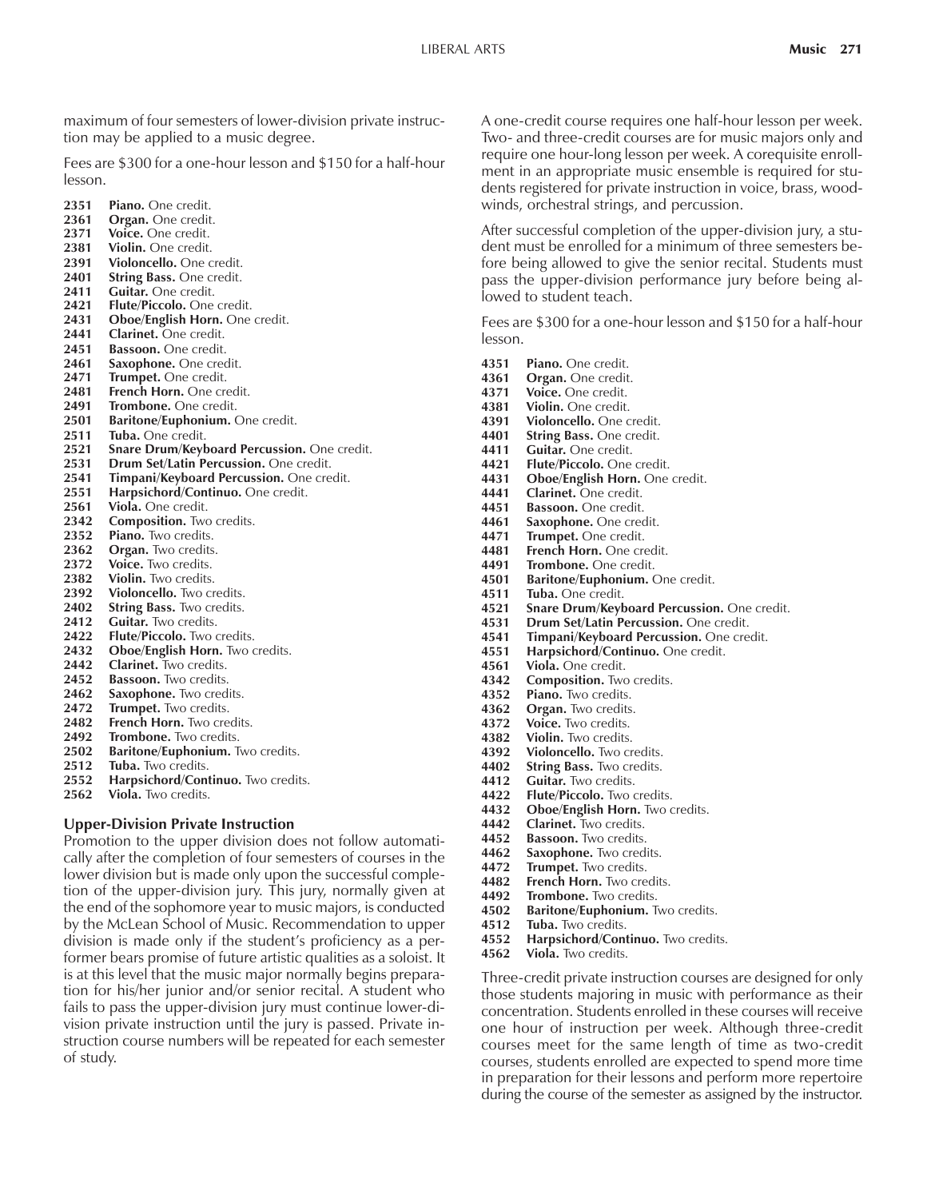maximum of four semesters of lower-division private instruction may be applied to a music degree.

Fees are $300 for a one-hour lesson and $150 for a half-hour lesson.

**2351 Piano.** One credit.
**2361 Organ.** One credit.
**2371 Voice.** One credit.
**2381 Violin.** One credit.
**2391 Violoncello.** One credit.
**2401 String Bass.** One credit.
**2411 Guitar.** One credit.
**2421 Flute/Piccolo.** One credit.
**2431 Oboe/English Horn.** One credit.
**2441 Clarinet.** One credit.
**2451 Bassoon.** One credit.
**2461 Saxophone.** One credit.
**2471 Trumpet.** One credit.
**2481 French Horn.** One credit.
**2491 Trombone.** One credit.
**2501 Baritone/Euphonium.** One credit.
**2511 Tuba.** One credit.
**2521 Snare Drum/Keyboard Percussion.** One credit.
**2531 Drum Set/Latin Percussion.** One credit.
**2541 Timpani/Keyboard Percussion.** One credit.
**2551 Harpsichord/Continuo.** One credit.
**2561 Viola.** One credit.
**2342 Composition.** Two credits.
**2352 Piano.** Two credits.
**2362 Organ.** Two credits.
**2372 Voice.** Two credits.
**2382 Violin.** Two credits.
**2392 Violoncello.** Two credits.
**2402 String Bass.** Two credits.
**2412 Guitar.** Two credits.
**2422 Flute/Piccolo.** Two credits.
**2432 Oboe/English Horn.** Two credits.
**2442 Clarinet.** Two credits.
**2452 Bassoon.** Two credits.
**2462 Saxophone.** Two credits.
**2472 Trumpet.** Two credits.
**2482 French Horn.** Two credits.
**2492 Trombone.** Two credits.
**2502 Baritone/Euphonium.** Two credits.
**2512 Tuba.** Two credits.
**2552 Harpsichord/Continuo.** Two credits.
**2562 Viola.** Two credits.

### Upper-Division Private Instruction

Promotion to the upper division does not follow automatically after the completion of four semesters of courses in the lower division but is made only upon the successful completion of the upper-division jury. This jury, normally given at the end of the sophomore year to music majors, is conducted by the McLean School of Music. Recommendation to upper division is made only if the student's proficiency as a performer bears promise of future artistic qualities as a soloist. It is at this level that the music major normally begins preparation for his/her junior and/or senior recital. A student who fails to pass the upper-division jury must continue lower-division private instruction until the jury is passed. Private instruction course numbers will be repeated for each semester of study.

A one-credit course requires one half-hour lesson per week. Two- and three-credit courses are for music majors only and require one hour-long lesson per week. A corequisite enrollment in an appropriate music ensemble is required for students registered for private instruction in voice, brass, woodwinds, orchestral strings, and percussion.

After successful completion of the upper-division jury, a student must be enrolled for a minimum of three semesters before being allowed to give the senior recital. Students must pass the upper-division performance jury before being allowed to student teach.

Fees are $300 for a one-hour lesson and $150 for a half-hour lesson.

**4351 Piano.** One credit.
**4361 Organ.** One credit.
**4371 Voice.** One credit.
**4381 Violin.** One credit.
**4391 Violoncello.** One credit.
**4401 String Bass.** One credit.
**4411 Guitar.** One credit.
**4421 Flute/Piccolo.** One credit.
**4431 Oboe/English Horn.** One credit.
**4441 Clarinet.** One credit.
**4451 Bassoon.** One credit.
**4461 Saxophone.** One credit.
**4471 Trumpet.** One credit.
**4481 French Horn.** One credit.
**4491 Trombone.** One credit.
**4501 Baritone/Euphonium.** One credit.
**4511 Tuba.** One credit.
**4521 Snare Drum/Keyboard Percussion.** One credit.
**4531 Drum Set/Latin Percussion.** One credit.
**4541 Timpani/Keyboard Percussion.** One credit.
**4551 Harpsichord/Continuo.** One credit.
**4561 Viola.** One credit.
**4342 Composition.** Two credits.
**4352 Piano.** Two credits.
**4362 Organ.** Two credits.
**4372 Voice.** Two credits.
**4382 Violin.** Two credits.
**4392 Violoncello.** Two credits.
**4402 String Bass.** Two credits.
**4412 Guitar.** Two credits.
**4422 Flute/Piccolo.** Two credits.
**4432 Oboe/English Horn.** Two credits.
**4442 Clarinet.** Two credits.
**4452 Bassoon.** Two credits.
**4462 Saxophone.** Two credits.
**4472 Trumpet.** Two credits.
**4482 French Horn.** Two credits.
**4492 Trombone.** Two credits.
**4502 Baritone/Euphonium.** Two credits.
**4512 Tuba.** Two credits.
**4552 Harpsichord/Continuo.** Two credits.
**4562 Viola.** Two credits.

Three-credit private instruction courses are designed for only those students majoring in music with performance as their concentration. Students enrolled in these courses will receive one hour of instruction per week. Although three-credit courses meet for the same length of time as two-credit courses, students enrolled are expected to spend more time in preparation for their lessons and perform more repertoire during the course of the semester as assigned by the instructor.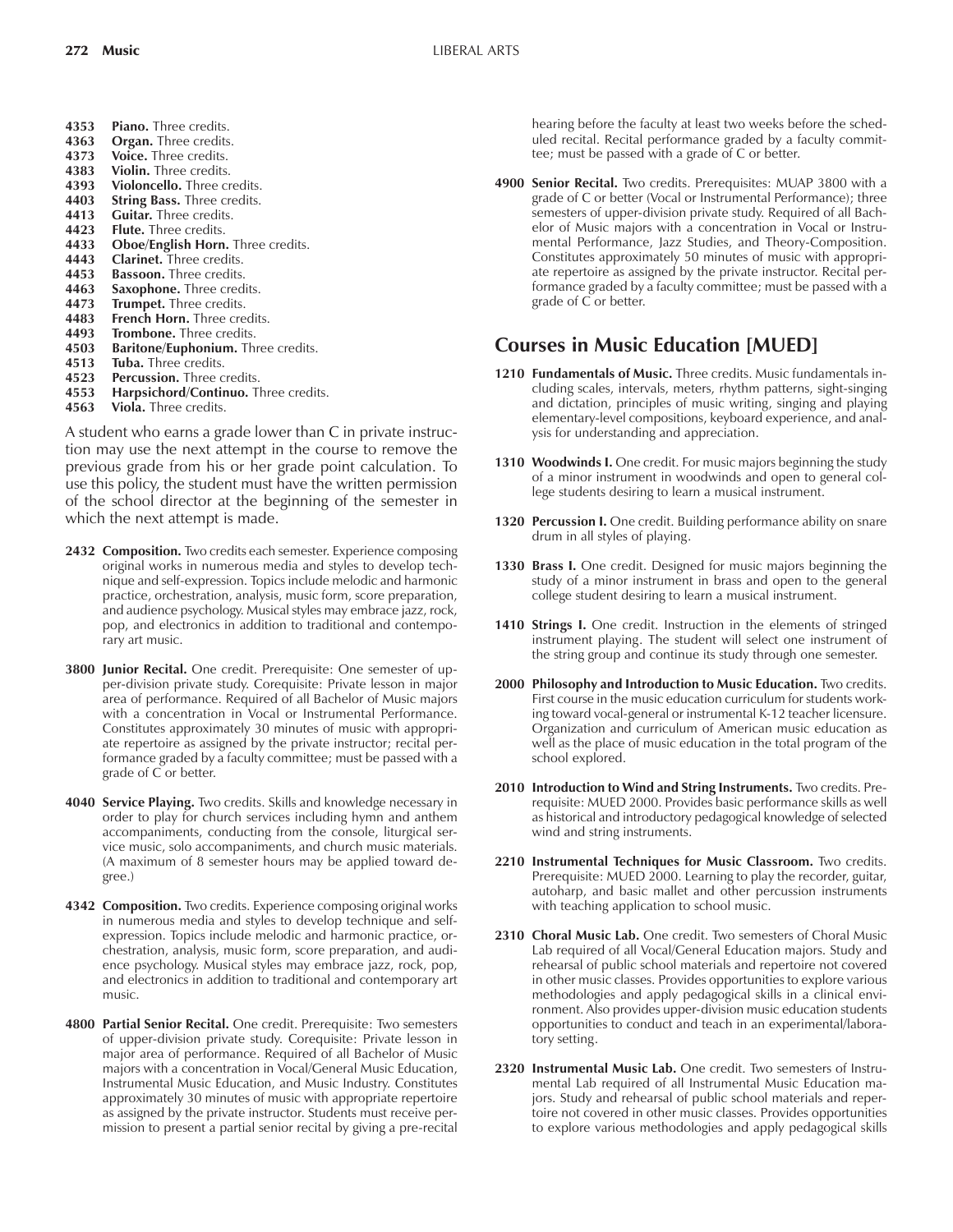**4353 Piano.** Three credits.
**4363 Organ.** Three credits.
**4373 Voice.** Three credits.
**4383 Violin.** Three credits.
**4393 Violoncello.** Three credits.
**4403 String Bass.** Three credits.
**4413 Guitar.** Three credits.
**4423 Flute.** Three credits.
**4433 Oboe/English Horn.** Three credits.
**4443 Clarinet.** Three credits.
**4453 Bassoon.** Three credits.
**4463 Saxophone.** Three credits.
**4473 Trumpet.** Three credits.
**4483 French Horn.** Three credits.
**4493 Trombone.** Three credits.
**4503 Baritone/Euphonium.** Three credits.
**4513 Tuba.** Three credits.
**4523 Percussion.** Three credits.
**4553 Harpsichord/Continuo.** Three credits.
**4563 Viola.** Three credits.

A student who earns a grade lower than C in private instruction may use the next attempt in the course to remove the previous grade from his or her grade point calculation. To use this policy, the student must have the written permission of the school director at the beginning of the semester in which the next attempt is made.

**2432 Composition.** Two credits each semester. Experience composing original works in numerous media and styles to develop technique and self-expression. Topics include melodic and harmonic practice, orchestration, analysis, music form, score preparation, and audience psychology. Musical styles may embrace jazz, rock, pop, and electronics in addition to traditional and contemporary art music.

**3800 Junior Recital.** One credit. Prerequisite: One semester of upper-division private study. Corequisite: Private lesson in major area of performance. Required of all Bachelor of Music majors with a concentration in Vocal or Instrumental Performance. Constitutes approximately 30 minutes of music with appropriate repertoire as assigned by the private instructor; recital performance graded by a faculty committee; must be passed with a grade of C or better.

**4040 Service Playing.** Two credits. Skills and knowledge necessary in order to play for church services including hymn and anthem accompaniments, conducting from the console, liturgical service music, solo accompaniments, and church music materials. (A maximum of 8 semester hours may be applied toward degree.)

**4342 Composition.** Two credits. Experience composing original works in numerous media and styles to develop technique and self-expression. Topics include melodic and harmonic practice, orchestration, analysis, music form, score preparation, and audience psychology. Musical styles may embrace jazz, rock, pop, and electronics in addition to traditional and contemporary art music.

**4800 Partial Senior Recital.** One credit. Prerequisite: Two semesters of upper-division private study. Corequisite: Private lesson in major area of performance. Required of all Bachelor of Music majors with a concentration in Vocal/General Music Education, Instrumental Music Education, and Music Industry. Constitutes approximately 30 minutes of music with appropriate repertoire as assigned by the private instructor. Students must receive permission to present a partial senior recital by giving a pre-recital hearing before the faculty at least two weeks before the scheduled recital. Recital performance graded by a faculty committee; must be passed with a grade of C or better.

**4900 Senior Recital.** Two credits. Prerequisites: MUAP 3800 with a grade of C or better (Vocal or Instrumental Performance); three semesters of upper-division private study. Required of all Bachelor of Music majors with a concentration in Vocal or Instrumental Performance, Jazz Studies, and Theory-Composition. Constitutes approximately 50 minutes of music with appropriate repertoire as assigned by the private instructor. Recital performance graded by a faculty committee; must be passed with a grade of C or better.

## Courses in Music Education [MUED]

**1210 Fundamentals of Music.** Three credits. Music fundamentals including scales, intervals, meters, rhythm patterns, sight-singing and dictation, principles of music writing, singing and playing elementary-level compositions, keyboard experience, and analysis for understanding and appreciation.

**1310 Woodwinds I.** One credit. For music majors beginning the study of a minor instrument in woodwinds and open to general college students desiring to learn a musical instrument.

**1320 Percussion I.** One credit. Building performance ability on snare drum in all styles of playing.

**1330 Brass I.** One credit. Designed for music majors beginning the study of a minor instrument in brass and open to the general college student desiring to learn a musical instrument.

**1410 Strings I.** One credit. Instruction in the elements of stringed instrument playing. The student will select one instrument of the string group and continue its study through one semester.

**2000 Philosophy and Introduction to Music Education.** Two credits. First course in the music education curriculum for students working toward vocal-general or instrumental K-12 teacher licensure. Organization and curriculum of American music education as well as the place of music education in the total program of the school explored.

**2010 Introduction to Wind and String Instruments.** Two credits. Prerequisite: MUED 2000. Provides basic performance skills as well as historical and introductory pedagogical knowledge of selected wind and string instruments.

**2210 Instrumental Techniques for Music Classroom.** Two credits. Prerequisite: MUED 2000. Learning to play the recorder, guitar, autoharp, and basic mallet and other percussion instruments with teaching application to school music.

**2310 Choral Music Lab.** One credit. Two semesters of Choral Music Lab required of all Vocal/General Education majors. Study and rehearsal of public school materials and repertoire not covered in other music classes. Provides opportunities to explore various methodologies and apply pedagogical skills in a clinical environment. Also provides upper-division music education students opportunities to conduct and teach in an experimental/laboratory setting.

**2320 Instrumental Music Lab.** One credit. Two semesters of Instrumental Lab required of all Instrumental Music Education majors. Study and rehearsal of public school materials and repertoire not covered in other music classes. Provides opportunities to explore various methodologies and apply pedagogical skills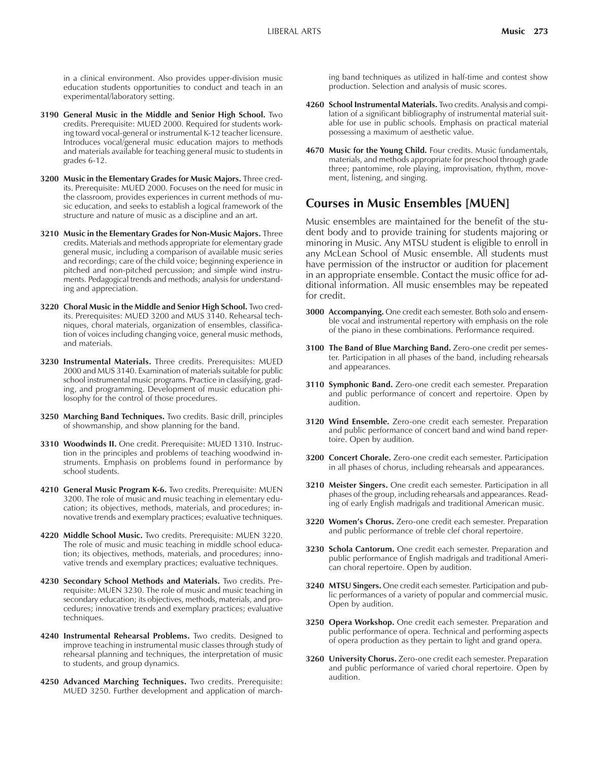in a clinical environment. Also provides upper-division music education students opportunities to conduct and teach in an experimental/laboratory setting.

**3190 General Music in the Middle and Senior High School.** Two credits. Prerequisite: MUED 2000. Required for students working toward vocal-general or instrumental K-12 teacher licensure. Introduces vocal/general music education majors to methods and materials available for teaching general music to students in grades 6-12.

**3200 Music in the Elementary Grades for Music Majors.** Three credits. Prerequisite: MUED 2000. Focuses on the need for music in the classroom, provides experiences in current methods of music education, and seeks to establish a logical framework of the structure and nature of music as a discipline and an art.

**3210 Music in the Elementary Grades for Non-Music Majors.** Three credits. Materials and methods appropriate for elementary grade general music, including a comparison of available music series and recordings; care of the child voice; beginning experience in pitched and non-pitched percussion; and simple wind instruments. Pedagogical trends and methods; analysis for understanding and appreciation.

**3220 Choral Music in the Middle and Senior High School.** Two credits. Prerequisites: MUED 3200 and MUS 3140. Rehearsal techniques, choral materials, organization of ensembles, classification of voices including changing voice, general music methods, and materials.

**3230 Instrumental Materials.** Three credits. Prerequisites: MUED 2000 and MUS 3140. Examination of materials suitable for public school instrumental music programs. Practice in classifying, grading, and programming. Development of music education philosophy for the control of those procedures.

**3250 Marching Band Techniques.** Two credits. Basic drill, principles of showmanship, and show planning for the band.

**3310 Woodwinds II.** One credit. Prerequisite: MUED 1310. Instruction in the principles and problems of teaching woodwind instruments. Emphasis on problems found in performance by school students.

**4210 General Music Program K-6.** Two credits. Prerequisite: MUEN 3200. The role of music and music teaching in elementary education; its objectives, methods, materials, and procedures; innovative trends and exemplary practices; evaluative techniques.

**4220 Middle School Music.** Two credits. Prerequisite: MUEN 3220. The role of music and music teaching in middle school education; its objectives, methods, materials, and procedures; innovative trends and exemplary practices; evaluative techniques.

**4230 Secondary School Methods and Materials.** Two credits. Prerequisite: MUEN 3230. The role of music and music teaching in secondary education; its objectives, methods, materials, and procedures; innovative trends and exemplary practices; evaluative techniques.

**4240 Instrumental Rehearsal Problems.** Two credits. Designed to improve teaching in instrumental music classes through study of rehearsal planning and techniques, the interpretation of music to students, and group dynamics.

**4250 Advanced Marching Techniques.** Two credits. Prerequisite: MUED 3250. Further development and application of marching band techniques as utilized in half-time and contest show production. Selection and analysis of music scores.

**4260 School Instrumental Materials.** Two credits. Analysis and compilation of a significant bibliography of instrumental material suitable for use in public schools. Emphasis on practical material possessing a maximum of aesthetic value.

**4670 Music for the Young Child.** Four credits. Music fundamentals, materials, and methods appropriate for preschool through grade three; pantomime, role playing, improvisation, rhythm, movement, listening, and singing.

## Courses in Music Ensembles [MUEN]

Music ensembles are maintained for the benefit of the student body and to provide training for students majoring or minoring in Music. Any MTSU student is eligible to enroll in any McLean School of Music ensemble. All students must have permission of the instructor or audition for placement in an appropriate ensemble. Contact the music office for additional information. All music ensembles may be repeated for credit.

**3000 Accompanying.** One credit each semester. Both solo and ensemble vocal and instrumental repertory with emphasis on the role of the piano in these combinations. Performance required.

**3100 The Band of Blue Marching Band.** Zero-one credit per semester. Participation in all phases of the band, including rehearsals and appearances.

**3110 Symphonic Band.** Zero-one credit each semester. Preparation and public performance of concert and repertoire. Open by audition.

**3120 Wind Ensemble.** Zero-one credit each semester. Preparation and public performance of concert band and wind band repertoire. Open by audition.

**3200 Concert Chorale.** Zero-one credit each semester. Participation in all phases of chorus, including rehearsals and appearances.

**3210 Meister Singers.** One credit each semester. Participation in all phases of the group, including rehearsals and appearances. Reading of early English madrigals and traditional American music.

**3220 Women's Chorus.** Zero-one credit each semester. Preparation and public performance of treble clef choral repertoire.

**3230 Schola Cantorum.** One credit each semester. Preparation and public performance of English madrigals and traditional American choral repertoire. Open by audition.

**3240 MTSU Singers.** One credit each semester. Participation and public performances of a variety of popular and commercial music. Open by audition.

**3250 Opera Workshop.** One credit each semester. Preparation and public performance of opera. Technical and performing aspects of opera production as they pertain to light and grand opera.

**3260 University Chorus.** Zero-one credit each semester. Preparation and public performance of varied choral repertoire. Open by audition.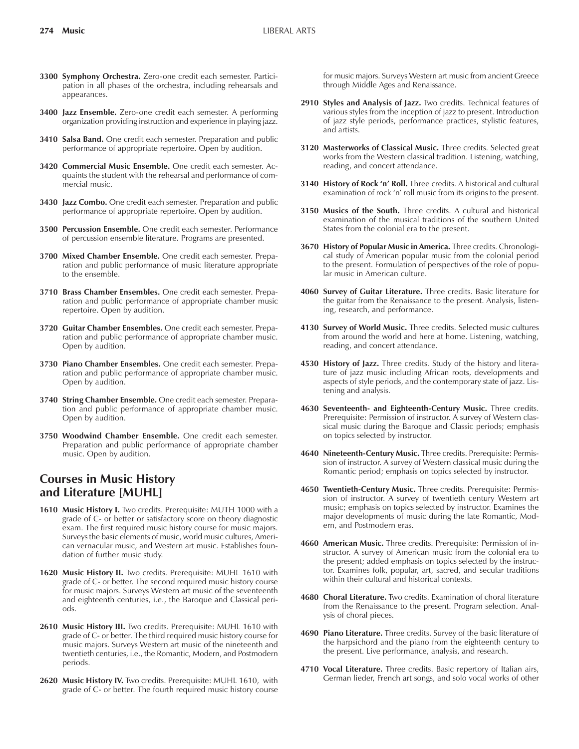**3300 Symphony Orchestra.** Zero-one credit each semester. Participation in all phases of the orchestra, including rehearsals and appearances.

**3400 Jazz Ensemble.** Zero-one credit each semester. A performing organization providing instruction and experience in playing jazz.

**3410 Salsa Band.** One credit each semester. Preparation and public performance of appropriate repertoire. Open by audition.

**3420 Commercial Music Ensemble.** One credit each semester. Acquaints the student with the rehearsal and performance of commercial music.

**3430 Jazz Combo.** One credit each semester. Preparation and public performance of appropriate repertoire. Open by audition.

**3500 Percussion Ensemble.** One credit each semester. Performance of percussion ensemble literature. Programs are presented.

**3700 Mixed Chamber Ensemble.** One credit each semester. Preparation and public performance of music literature appropriate to the ensemble.

**3710 Brass Chamber Ensembles.** One credit each semester. Preparation and public performance of appropriate chamber music repertoire. Open by audition.

**3720 Guitar Chamber Ensembles.** One credit each semester. Preparation and public performance of appropriate chamber music. Open by audition.

**3730 Piano Chamber Ensembles.** One credit each semester. Preparation and public performance of appropriate chamber music. Open by audition.

**3740 String Chamber Ensemble.** One credit each semester. Preparation and public performance of appropriate chamber music. Open by audition.

**3750 Woodwind Chamber Ensemble.** One credit each semester. Preparation and public performance of appropriate chamber music. Open by audition.

## Courses in Music History and Literature [MUHL]

**1610 Music History I.** Two credits. Prerequisite: MUTH 1000 with a grade of C- or better or satisfactory score on theory diagnostic exam. The first required music history course for music majors. Surveys the basic elements of music, world music cultures, American vernacular music, and Western art music. Establishes foundation of further music study.

**1620 Music History II.** Two credits. Prerequisite: MUHL 1610 with grade of C- or better. The second required music history course for music majors. Surveys Western art music of the seventeenth and eighteenth centuries, i.e., the Baroque and Classical periods.

**2610 Music History III.** Two credits. Prerequisite: MUHL 1610 with grade of C- or better. The third required music history course for music majors. Surveys Western art music of the nineteenth and twentieth centuries, i.e., the Romantic, Modern, and Postmodern periods.

**2620 Music History IV.** Two credits. Prerequisite: MUHL 1610, with grade of C- or better. The fourth required music history course for music majors. Surveys Western art music from ancient Greece through Middle Ages and Renaissance.

**2910 Styles and Analysis of Jazz.** Two credits. Technical features of various styles from the inception of jazz to present. Introduction of jazz style periods, performance practices, stylistic features, and artists.

**3120 Masterworks of Classical Music.** Three credits. Selected great works from the Western classical tradition. Listening, watching, reading, and concert attendance.

**3140 History of Rock 'n' Roll.** Three credits. A historical and cultural examination of rock 'n' roll music from its origins to the present.

**3150 Musics of the South.** Three credits. A cultural and historical examination of the musical traditions of the southern United States from the colonial era to the present.

**3670 History of Popular Music in America.** Three credits. Chronological study of American popular music from the colonial period to the present. Formulation of perspectives of the role of popular music in American culture.

**4060 Survey of Guitar Literature.** Three credits. Basic literature for the guitar from the Renaissance to the present. Analysis, listening, research, and performance.

**4130 Survey of World Music.** Three credits. Selected music cultures from around the world and here at home. Listening, watching, reading, and concert attendance.

**4530 History of Jazz.** Three credits. Study of the history and literature of jazz music including African roots, developments and aspects of style periods, and the contemporary state of jazz. Listening and analysis.

**4630 Seventeenth- and Eighteenth-Century Music.** Three credits. Prerequisite: Permission of instructor. A survey of Western classical music during the Baroque and Classic periods; emphasis on topics selected by instructor.

**4640 Nineteenth-Century Music.** Three credits. Prerequisite: Permission of instructor. A survey of Western classical music during the Romantic period; emphasis on topics selected by instructor.

**4650 Twentieth-Century Music.** Three credits. Prerequisite: Permission of instructor. A survey of twentieth century Western art music; emphasis on topics selected by instructor. Examines the major developments of music during the late Romantic, Modern, and Postmodern eras.

**4660 American Music.** Three credits. Prerequisite: Permission of instructor. A survey of American music from the colonial era to the present; added emphasis on topics selected by the instructor. Examines folk, popular, art, sacred, and secular traditions within their cultural and historical contexts.

**4680 Choral Literature.** Two credits. Examination of choral literature from the Renaissance to the present. Program selection. Analysis of choral pieces.

**4690 Piano Literature.** Three credits. Survey of the basic literature of the harpsichord and the piano from the eighteenth century to the present. Live performance, analysis, and research.

**4710 Vocal Literature.** Three credits. Basic repertory of Italian airs, German lieder, French art songs, and solo vocal works of other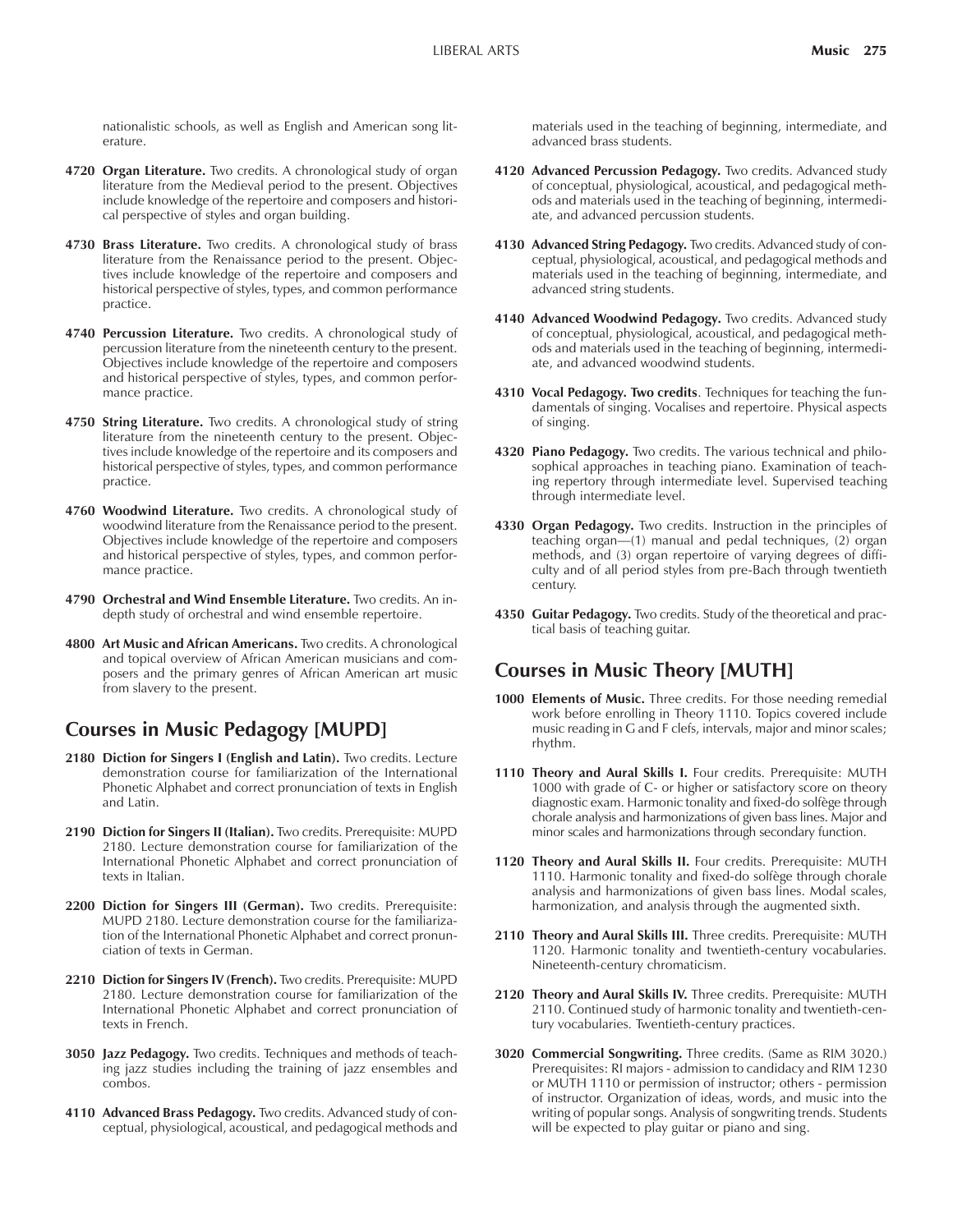nationalistic schools, as well as English and American song literature.

**4720 Organ Literature.** Two credits. A chronological study of organ literature from the Medieval period to the present. Objectives include knowledge of the repertoire and composers and historical perspective of styles and organ building.

**4730 Brass Literature.** Two credits. A chronological study of brass literature from the Renaissance period to the present. Objectives include knowledge of the repertoire and composers and historical perspective of styles, types, and common performance practice.

**4740 Percussion Literature.** Two credits. A chronological study of percussion literature from the nineteenth century to the present. Objectives include knowledge of the repertoire and composers and historical perspective of styles, types, and common performance practice.

**4750 String Literature.** Two credits. A chronological study of string literature from the nineteenth century to the present. Objectives include knowledge of the repertoire and its composers and historical perspective of styles, types, and common performance practice.

**4760 Woodwind Literature.** Two credits. A chronological study of woodwind literature from the Renaissance period to the present. Objectives include knowledge of the repertoire and composers and historical perspective of styles, types, and common performance practice.

**4790 Orchestral and Wind Ensemble Literature.** Two credits. An in-depth study of orchestral and wind ensemble repertoire.

**4800 Art Music and African Americans.** Two credits. A chronological and topical overview of African American musicians and composers and the primary genres of African American art music from slavery to the present.

## Courses in Music Pedagogy [MUPD]

**2180 Diction for Singers I (English and Latin).** Two credits. Lecture demonstration course for familiarization of the International Phonetic Alphabet and correct pronunciation of texts in English and Latin.

**2190 Diction for Singers II (Italian).** Two credits. Prerequisite: MUPD 2180. Lecture demonstration course for familiarization of the International Phonetic Alphabet and correct pronunciation of texts in Italian.

**2200 Diction for Singers III (German).** Two credits. Prerequisite: MUPD 2180. Lecture demonstration course for the familiarization of the International Phonetic Alphabet and correct pronunciation of texts in German.

**2210 Diction for Singers IV (French).** Two credits. Prerequisite: MUPD 2180. Lecture demonstration course for familiarization of the International Phonetic Alphabet and correct pronunciation of texts in French.

**3050 Jazz Pedagogy.** Two credits. Techniques and methods of teaching jazz studies including the training of jazz ensembles and combos.

**4110 Advanced Brass Pedagogy.** Two credits. Advanced study of conceptual, physiological, acoustical, and pedagogical methods and materials used in the teaching of beginning, intermediate, and advanced brass students.

**4120 Advanced Percussion Pedagogy.** Two credits. Advanced study of conceptual, physiological, acoustical, and pedagogical methods and materials used in the teaching of beginning, intermediate, and advanced percussion students.

**4130 Advanced String Pedagogy.** Two credits. Advanced study of conceptual, physiological, acoustical, and pedagogical methods and materials used in the teaching of beginning, intermediate, and advanced string students.

**4140 Advanced Woodwind Pedagogy.** Two credits. Advanced study of conceptual, physiological, acoustical, and pedagogical methods and materials used in the teaching of beginning, intermediate, and advanced woodwind students.

**4310 Vocal Pedagogy. Two credits**. Techniques for teaching the fundamentals of singing. Vocalises and repertoire. Physical aspects of singing.

**4320 Piano Pedagogy.** Two credits. The various technical and philosophical approaches in teaching piano. Examination of teaching repertory through intermediate level. Supervised teaching through intermediate level.

**4330 Organ Pedagogy.** Two credits. Instruction in the principles of teaching organ—(1) manual and pedal techniques, (2) organ methods, and (3) organ repertoire of varying degrees of difficulty and of all period styles from pre-Bach through twentieth century.

**4350 Guitar Pedagogy.** Two credits. Study of the theoretical and practical basis of teaching guitar.

## Courses in Music Theory [MUTH]

**1000 Elements of Music.** Three credits. For those needing remedial work before enrolling in Theory 1110. Topics covered include music reading in G and F clefs, intervals, major and minor scales; rhythm.

**1110 Theory and Aural Skills I.** Four credits. Prerequisite: MUTH 1000 with grade of C- or higher or satisfactory score on theory diagnostic exam. Harmonic tonality and fixed-do solfège through chorale analysis and harmonizations of given bass lines. Major and minor scales and harmonizations through secondary function.

**1120 Theory and Aural Skills II.** Four credits. Prerequisite: MUTH 1110. Harmonic tonality and fixed-do solfège through chorale analysis and harmonizations of given bass lines. Modal scales, harmonization, and analysis through the augmented sixth.

**2110 Theory and Aural Skills III.** Three credits. Prerequisite: MUTH 1120. Harmonic tonality and twentieth-century vocabularies. Nineteenth-century chromaticism.

**2120 Theory and Aural Skills IV.** Three credits. Prerequisite: MUTH 2110. Continued study of harmonic tonality and twentieth-century vocabularies. Twentieth-century practices.

**3020 Commercial Songwriting.** Three credits. (Same as RIM 3020.) Prerequisites: RI majors - admission to candidacy and RIM 1230 or MUTH 1110 or permission of instructor; others - permission of instructor. Organization of ideas, words, and music into the writing of popular songs. Analysis of songwriting trends. Students will be expected to play guitar or piano and sing.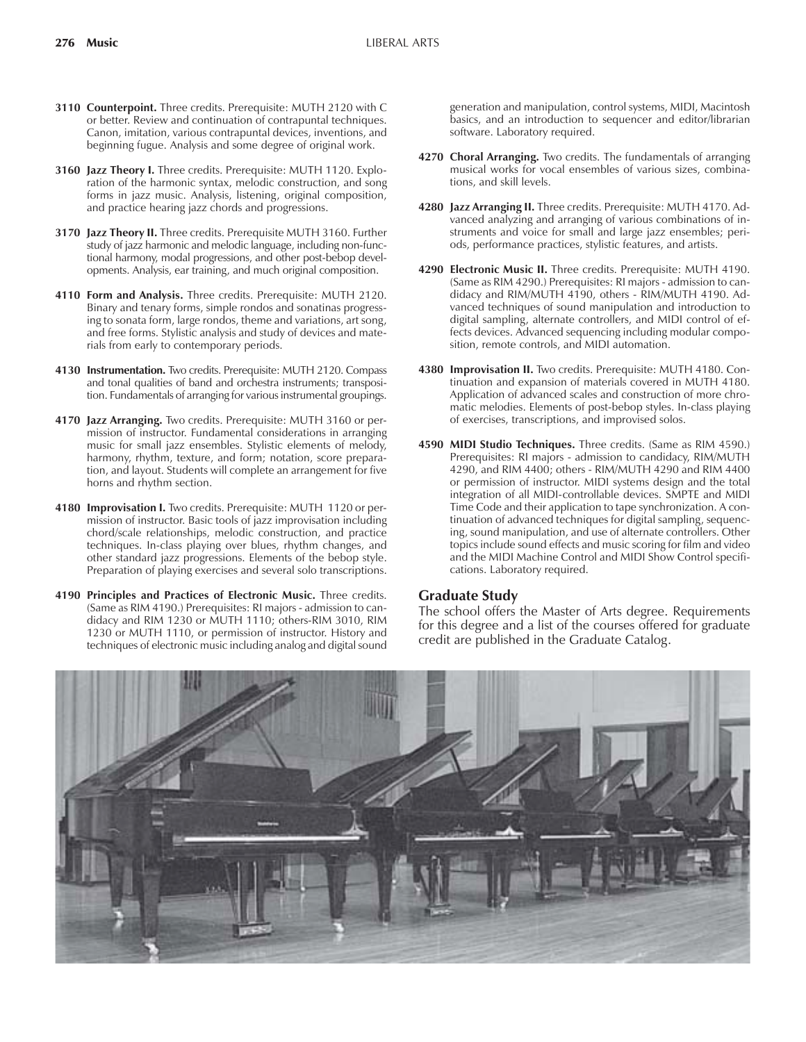**3110 Counterpoint.** Three credits. Prerequisite: MUTH 2120 with C or better. Review and continuation of contrapuntal techniques. Canon, imitation, various contrapuntal devices, inventions, and beginning fugue. Analysis and some degree of original work.

**3160 Jazz Theory I.** Three credits. Prerequisite: MUTH 1120. Exploration of the harmonic syntax, melodic construction, and song forms in jazz music. Analysis, listening, original composition, and practice hearing jazz chords and progressions.

**3170 Jazz Theory II.** Three credits. Prerequisite MUTH 3160. Further study of jazz harmonic and melodic language, including non-functional harmony, modal progressions, and other post-bebop developments. Analysis, ear training, and much original composition.

**4110 Form and Analysis.** Three credits. Prerequisite: MUTH 2120. Binary and tenary forms, simple rondos and sonatinas progressing to sonata form, large rondos, theme and variations, art song, and free forms. Stylistic analysis and study of devices and materials from early to contemporary periods.

**4130 Instrumentation.** Two credits. Prerequisite: MUTH 2120. Compass and tonal qualities of band and orchestra instruments; transposition. Fundamentals of arranging for various instrumental groupings.

**4170 Jazz Arranging.** Two credits. Prerequisite: MUTH 3160 or permission of instructor. Fundamental considerations in arranging music for small jazz ensembles. Stylistic elements of melody, harmony, rhythm, texture, and form; notation, score preparation, and layout. Students will complete an arrangement for five horns and rhythm section.

**4180 Improvisation I.** Two credits. Prerequisite: MUTH 1120 or permission of instructor. Basic tools of jazz improvisation including chord/scale relationships, melodic construction, and practice techniques. In-class playing over blues, rhythm changes, and other standard jazz progressions. Elements of the bebop style. Preparation of playing exercises and several solo transcriptions.

**4190 Principles and Practices of Electronic Music.** Three credits. (Same as RIM 4190.) Prerequisites: RI majors - admission to candidacy and RIM 1230 or MUTH 1110; others-RIM 3010, RIM 1230 or MUTH 1110, or permission of instructor. History and techniques of electronic music including analog and digital sound generation and manipulation, control systems, MIDI, Macintosh basics, and an introduction to sequencer and editor/librarian software. Laboratory required.

**4270 Choral Arranging.** Two credits. The fundamentals of arranging musical works for vocal ensembles of various sizes, combinations, and skill levels.

**4280 Jazz Arranging II.** Three credits. Prerequisite: MUTH 4170. Advanced analyzing and arranging of various combinations of instruments and voice for small and large jazz ensembles; periods, performance practices, stylistic features, and artists.

**4290 Electronic Music II.** Three credits. Prerequisite: MUTH 4190. (Same as RIM 4290.) Prerequisites: RI majors - admission to candidacy and RIM/MUTH 4190, others - RIM/MUTH 4190. Advanced techniques of sound manipulation and introduction to digital sampling, alternate controllers, and MIDI control of effects devices. Advanced sequencing including modular composition, remote controls, and MIDI automation.

**4380 Improvisation II.** Two credits. Prerequisite: MUTH 4180. Continuation and expansion of materials covered in MUTH 4180. Application of advanced scales and construction of more chromatic melodies. Elements of post-bebop styles. In-class playing of exercises, transcriptions, and improvised solos.

**4590 MIDI Studio Techniques.** Three credits. (Same as RIM 4590.) Prerequisites: RI majors - admission to candidacy, RIM/MUTH 4290, and RIM 4400; others - RIM/MUTH 4290 and RIM 4400 or permission of instructor. MIDI systems design and the total integration of all MIDI-controllable devices. SMPTE and MIDI Time Code and their application to tape synchronization. A continuation of advanced techniques for digital sampling, sequencing, sound manipulation, and use of alternate controllers. Other topics include sound effects and music scoring for film and video and the MIDI Machine Control and MIDI Show Control specifications. Laboratory required.

## Graduate Study

The school offers the Master of Arts degree. Requirements for this degree and a list of the courses offered for graduate credit are published in the Graduate Catalog.